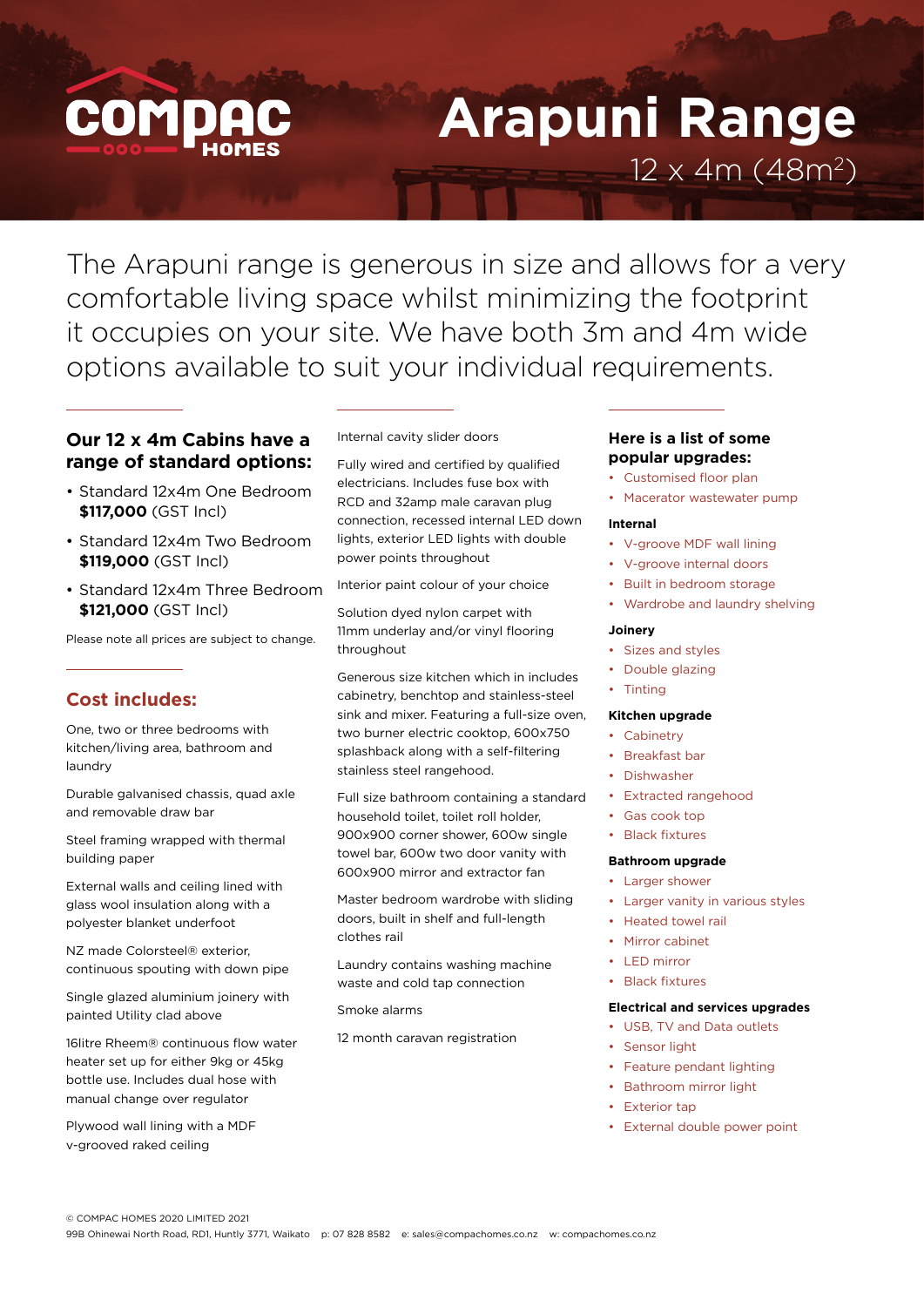COMPAC HOMES

# Arapuni Range

12 x 4m ($48m^2$)

The Arapuni range is generous in size and allows for a very comfortable living space whilst minimizing the footprint it occupies on your site. We have both 3m and 4m wide options available to suit your individual requirements.

## Our 12 x 4m Cabins have a range of standard options:

- Standard 12x4m One Bedroom **$117,000** (GST Incl)
- Standard 12x4m Two Bedroom **$119,000** (GST Incl)
- Standard 12x4m Three Bedroom **$121,000** (GST Incl)

Please note all prices are subject to change.

## Cost includes:

One, two or three bedrooms with kitchen/living area, bathroom and laundry

Durable galvanised chassis, quad axle and removable draw bar

Steel framing wrapped with thermal building paper

External walls and ceiling lined with glass wool insulation along with a polyester blanket underfoot

NZ made Colorsteel® exterior, continuous spouting with down pipe

Single glazed aluminium joinery with painted Utility clad above

16litre Rheem® continuous flow water heater set up for either 9kg or 45kg bottle use. Includes dual hose with manual change over regulator

Plywood wall lining with a MDF v-grooved raked ceiling

Internal cavity slider doors

Fully wired and certified by qualified electricians. Includes fuse box with RCD and 32amp male caravan plug connection, recessed internal LED down lights, exterior LED lights with double power points throughout

Interior paint colour of your choice

Solution dyed nylon carpet with 11mm underlay and/or vinyl flooring throughout

Generous size kitchen which in includes cabinetry, benchtop and stainless-steel sink and mixer. Featuring a full-size oven, two burner electric cooktop, 600x750 splashback along with a self-filtering stainless steel rangehood.

Full size bathroom containing a standard household toilet, toilet roll holder, 900x900 corner shower, 600w single towel bar, 600w two door vanity with 600x900 mirror and extractor fan

Master bedroom wardrobe with sliding doors, built in shelf and full-length clothes rail

Laundry contains washing machine waste and cold tap connection

Smoke alarms

12 month caravan registration

## Here is a list of some popular upgrades:

- Customised floor plan
- Macerator wastewater pump

### Internal

- V-groove MDF wall lining
- V-groove internal doors
- Built in bedroom storage
- Wardrobe and laundry shelving

### Joinery

- Sizes and styles
- Double glazing
- Tinting

### Kitchen upgrade

- Cabinetry
- Breakfast bar
- Dishwasher
- Extracted rangehood
- Gas cook top
- Black fixtures

### Bathroom upgrade

- Larger shower
- Larger vanity in various styles
- Heated towel rail
- Mirror cabinet
- LED mirror
- Black fixtures

### Electrical and services upgrades

- USB, TV and Data outlets
- Sensor light
- Feature pendant lighting
- Bathroom mirror light
- Exterior tap
- External double power point

© COMPAC HOMES 2020 LIMITED 2021
99B Ohinewai North Road, RD1, Huntly 3771, Waikato p: 07 828 8582 e: sales@compachomes.co.nz w: compachomes.co.nz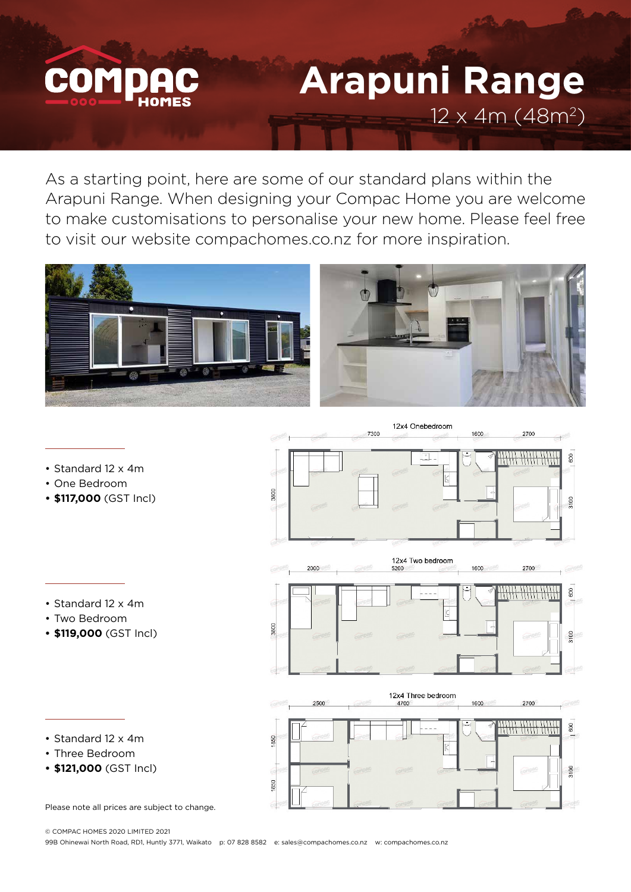# Arapuni Range

12 x 4m (48m²)

As a starting point, here are some of our standard plans within the Arapuni Range. When designing your Compac Home you are welcome to make customisations to personalise your new home. Please feel free to visit our website compachomes.co.nz for more inspiration.

12x4 Onebedroom

7300
1600
2700
3800
600
3100

- Standard 12 x 4m
- One Bedroom
- **$117,000** (GST Incl)

12x4 Two bedroom

2000
5200
1600
2700
3800
600
3100

- Standard 12 x 4m
- Two Bedroom
- **$119,000** (GST Incl)

12x4 Three bedroom

2500
4700
1600
2700
1850
1850
600
3100

- Standard 12 x 4m
- Three Bedroom
- **$121,000** (GST Incl)

Please note all prices are subject to change.

© COMPAC HOMES 2020 LIMITED 2021

99B Ohinewai North Road, RD1, Huntly 3771, Waikato p: 07 828 8582 e: sales@compachomes.co.nz w: compachomes.co.nz